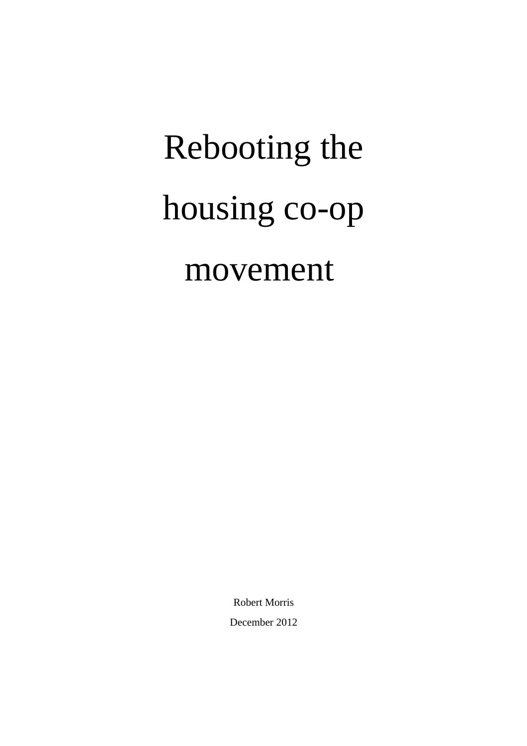# Rebooting the housing co-op movement

Robert Morris

December 2012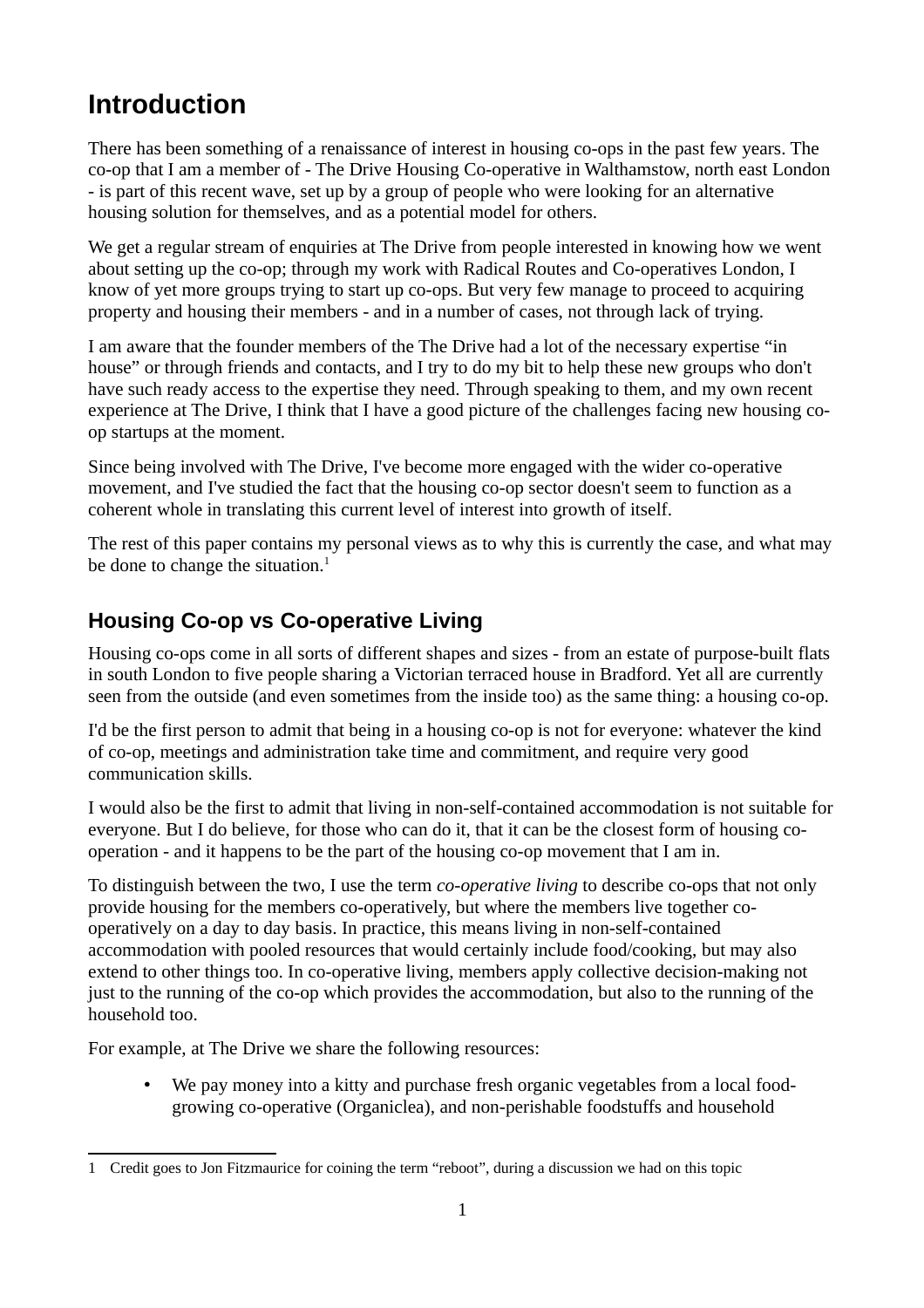# Introduction

There has been something of a renaissance of interest in housing co-ops in the past few years. The co-op that I am a member of - The Drive Housing Co-operative in Walthamstow, north east London - is part of this recent wave, set up by a group of people who were looking for an alternative housing solution for themselves, and as a potential model for others.

We get a regular stream of enquiries at The Drive from people interested in knowing how we went about setting up the co-op; through my work with Radical Routes and Co-operatives London, I know of yet more groups trying to start up co-ops. But very few manage to proceed to acquiring property and housing their members - and in a number of cases, not through lack of trying.

I am aware that the founder members of the The Drive had a lot of the necessary expertise "in house" or through friends and contacts, and I try to do my bit to help these new groups who don't have such ready access to the expertise they need. Through speaking to them, and my own recent experience at The Drive, I think that I have a good picture of the challenges facing new housing co-op startups at the moment.

Since being involved with The Drive, I've become more engaged with the wider co-operative movement, and I've studied the fact that the housing co-op sector doesn't seem to function as a coherent whole in translating this current level of interest into growth of itself.

The rest of this paper contains my personal views as to why this is currently the case, and what may be done to change the situation.[1]

## Housing Co-op vs Co-operative Living

Housing co-ops come in all sorts of different shapes and sizes - from an estate of purpose-built flats in south London to five people sharing a Victorian terraced house in Bradford. Yet all are currently seen from the outside (and even sometimes from the inside too) as the same thing: a housing co-op.

I'd be the first person to admit that being in a housing co-op is not for everyone: whatever the kind of co-op, meetings and administration take time and commitment, and require very good communication skills.

I would also be the first to admit that living in non-self-contained accommodation is not suitable for everyone. But I do believe, for those who can do it, that it can be the closest form of housing co-operation - and it happens to be the part of the housing co-op movement that I am in.

To distinguish between the two, I use the term *co-operative living* to describe co-ops that not only provide housing for the members co-operatively, but where the members live together co-operatively on a day to day basis. In practice, this means living in non-self-contained accommodation with pooled resources that would certainly include food/cooking, but may also extend to other things too. In co-operative living, members apply collective decision-making not just to the running of the co-op which provides the accommodation, but also to the running of the household too.

For example, at The Drive we share the following resources:

- We pay money into a kitty and purchase fresh organic vegetables from a local food-growing co-operative (Organiclea), and non-perishable foodstuffs and household

[1] Credit goes to Jon Fitzmaurice for coining the term "reboot", during a discussion we had on this topic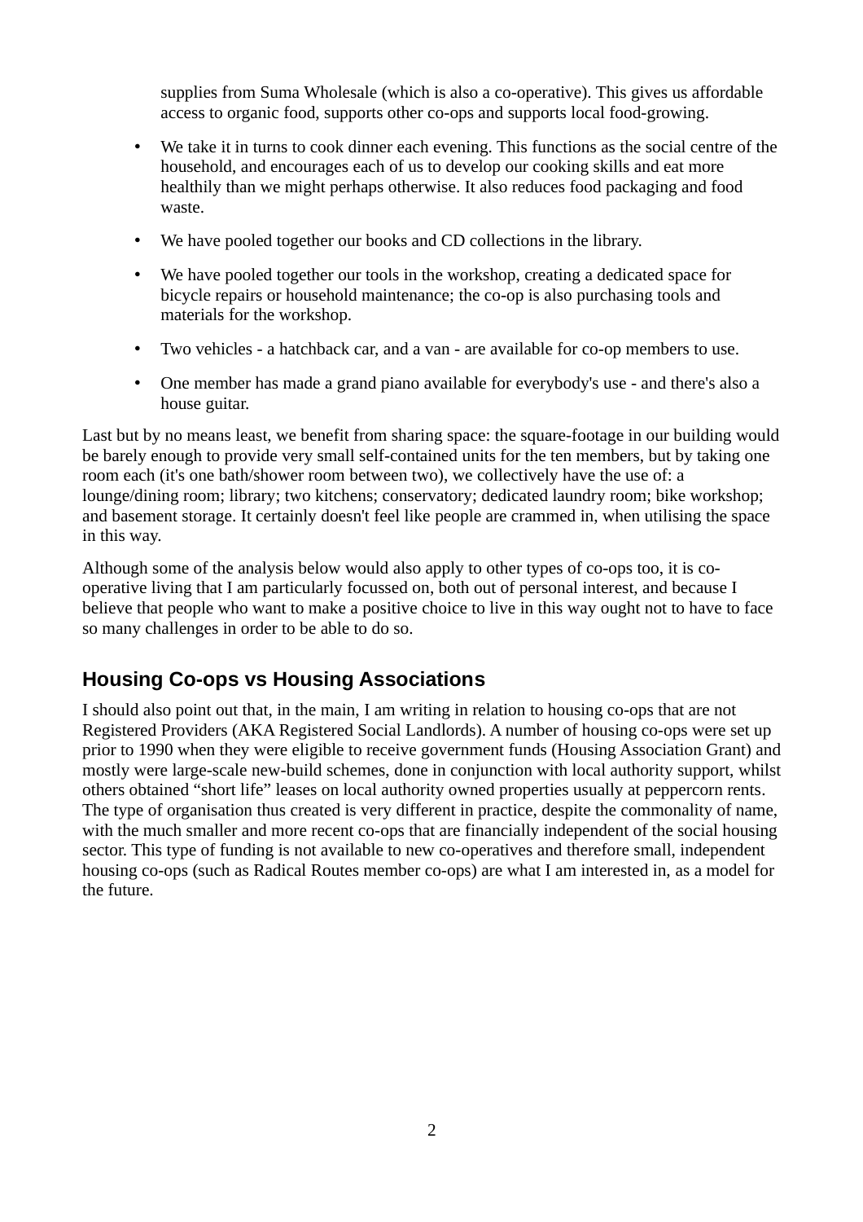supplies from Suma Wholesale (which is also a co-operative). This gives us affordable access to organic food, supports other co-ops and supports local food-growing.

- We take it in turns to cook dinner each evening. This functions as the social centre of the household, and encourages each of us to develop our cooking skills and eat more healthily than we might perhaps otherwise. It also reduces food packaging and food waste.
- We have pooled together our books and CD collections in the library.
- We have pooled together our tools in the workshop, creating a dedicated space for bicycle repairs or household maintenance; the co-op is also purchasing tools and materials for the workshop.
- Two vehicles - a hatchback car, and a van - are available for co-op members to use.
- One member has made a grand piano available for everybody's use - and there's also a house guitar.

Last but by no means least, we benefit from sharing space: the square-footage in our building would be barely enough to provide very small self-contained units for the ten members, but by taking one room each (it's one bath/shower room between two), we collectively have the use of: a lounge/dining room; library; two kitchens; conservatory; dedicated laundry room; bike workshop; and basement storage. It certainly doesn't feel like people are crammed in, when utilising the space in this way.

Although some of the analysis below would also apply to other types of co-ops too, it is co-operative living that I am particularly focussed on, both out of personal interest, and because I believe that people who want to make a positive choice to live in this way ought not to have to face so many challenges in order to be able to do so.

## Housing Co-ops vs Housing Associations

I should also point out that, in the main, I am writing in relation to housing co-ops that are not Registered Providers (AKA Registered Social Landlords). A number of housing co-ops were set up prior to 1990 when they were eligible to receive government funds (Housing Association Grant) and mostly were large-scale new-build schemes, done in conjunction with local authority support, whilst others obtained "short life" leases on local authority owned properties usually at peppercorn rents. The type of organisation thus created is very different in practice, despite the commonality of name, with the much smaller and more recent co-ops that are financially independent of the social housing sector. This type of funding is not available to new co-operatives and therefore small, independent housing co-ops (such as Radical Routes member co-ops) are what I am interested in, as a model for the future.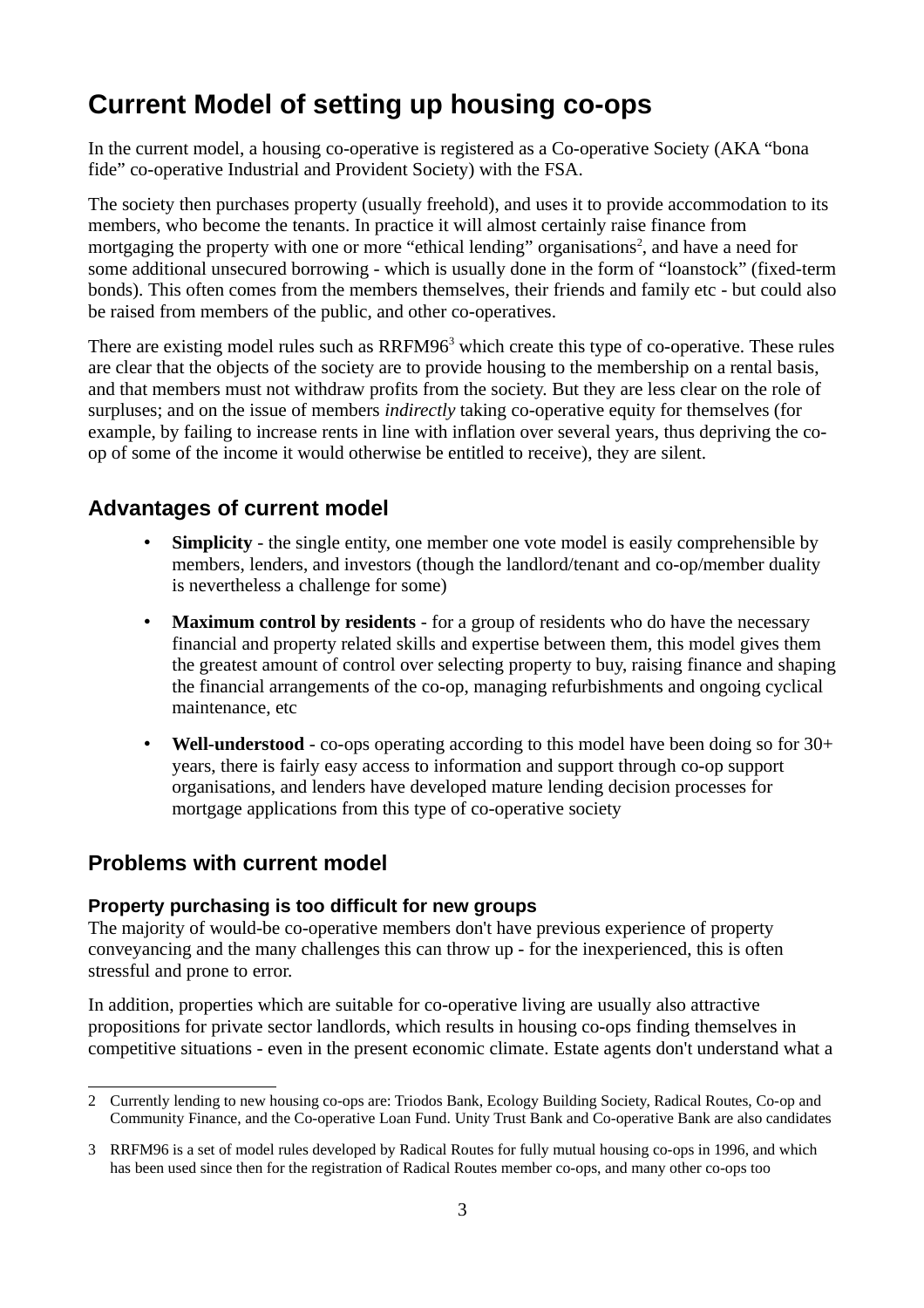# Current Model of setting up housing co-ops

In the current model, a housing co-operative is registered as a Co-operative Society (AKA "bona fide" co-operative Industrial and Provident Society) with the FSA.

The society then purchases property (usually freehold), and uses it to provide accommodation to its members, who become the tenants. In practice it will almost certainly raise finance from mortgaging the property with one or more "ethical lending" organisations[2], and have a need for some additional unsecured borrowing - which is usually done in the form of "loanstock" (fixed-term bonds). This often comes from the members themselves, their friends and family etc - but could also be raised from members of the public, and other co-operatives.

There are existing model rules such as RRFM96[3] which create this type of co-operative. These rules are clear that the objects of the society are to provide housing to the membership on a rental basis, and that members must not withdraw profits from the society. But they are less clear on the role of surpluses; and on the issue of members *indirectly* taking co-operative equity for themselves (for example, by failing to increase rents in line with inflation over several years, thus depriving the co-op of some of the income it would otherwise be entitled to receive), they are silent.

## Advantages of current model

- **Simplicity** - the single entity, one member one vote model is easily comprehensible by members, lenders, and investors (though the landlord/tenant and co-op/member duality is nevertheless a challenge for some)
- **Maximum control by residents** - for a group of residents who do have the necessary financial and property related skills and expertise between them, this model gives them the greatest amount of control over selecting property to buy, raising finance and shaping the financial arrangements of the co-op, managing refurbishments and ongoing cyclical maintenance, etc
- **Well-understood** - co-ops operating according to this model have been doing so for 30+ years, there is fairly easy access to information and support through co-op support organisations, and lenders have developed mature lending decision processes for mortgage applications from this type of co-operative society

## Problems with current model

### Property purchasing is too difficult for new groups

The majority of would-be co-operative members don't have previous experience of property conveyancing and the many challenges this can throw up - for the inexperienced, this is often stressful and prone to error.

In addition, properties which are suitable for co-operative living are usually also attractive propositions for private sector landlords, which results in housing co-ops finding themselves in competitive situations - even in the present economic climate. Estate agents don't understand what a

2 Currently lending to new housing co-ops are: Triodos Bank, Ecology Building Society, Radical Routes, Co-op and Community Finance, and the Co-operative Loan Fund. Unity Trust Bank and Co-operative Bank are also candidates

3 RRFM96 is a set of model rules developed by Radical Routes for fully mutual housing co-ops in 1996, and which has been used since then for the registration of Radical Routes member co-ops, and many other co-ops too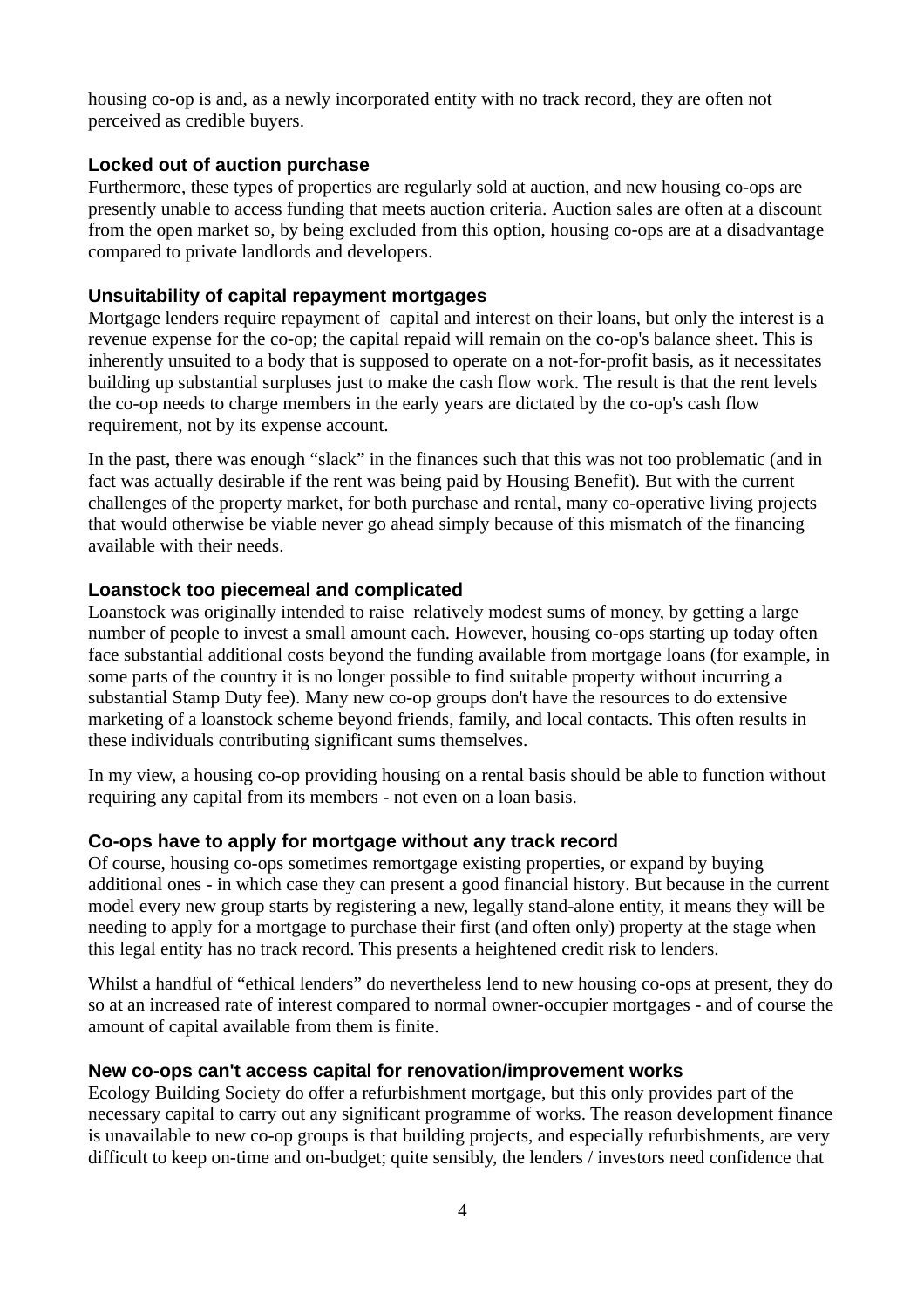housing co-op is and, as a newly incorporated entity with no track record, they are often not perceived as credible buyers.

### Locked out of auction purchase

Furthermore, these types of properties are regularly sold at auction, and new housing co-ops are presently unable to access funding that meets auction criteria. Auction sales are often at a discount from the open market so, by being excluded from this option, housing co-ops are at a disadvantage compared to private landlords and developers.

### Unsuitability of capital repayment mortgages

Mortgage lenders require repayment of capital and interest on their loans, but only the interest is a revenue expense for the co-op; the capital repaid will remain on the co-op's balance sheet. This is inherently unsuited to a body that is supposed to operate on a not-for-profit basis, as it necessitates building up substantial surpluses just to make the cash flow work. The result is that the rent levels the co-op needs to charge members in the early years are dictated by the co-op's cash flow requirement, not by its expense account.

In the past, there was enough "slack" in the finances such that this was not too problematic (and in fact was actually desirable if the rent was being paid by Housing Benefit). But with the current challenges of the property market, for both purchase and rental, many co-operative living projects that would otherwise be viable never go ahead simply because of this mismatch of the financing available with their needs.

### Loanstock too piecemeal and complicated

Loanstock was originally intended to raise relatively modest sums of money, by getting a large number of people to invest a small amount each. However, housing co-ops starting up today often face substantial additional costs beyond the funding available from mortgage loans (for example, in some parts of the country it is no longer possible to find suitable property without incurring a substantial Stamp Duty fee). Many new co-op groups don't have the resources to do extensive marketing of a loanstock scheme beyond friends, family, and local contacts. This often results in these individuals contributing significant sums themselves.

In my view, a housing co-op providing housing on a rental basis should be able to function without requiring any capital from its members - not even on a loan basis.

### Co-ops have to apply for mortgage without any track record

Of course, housing co-ops sometimes remortgage existing properties, or expand by buying additional ones - in which case they can present a good financial history. But because in the current model every new group starts by registering a new, legally stand-alone entity, it means they will be needing to apply for a mortgage to purchase their first (and often only) property at the stage when this legal entity has no track record. This presents a heightened credit risk to lenders.

Whilst a handful of "ethical lenders" do nevertheless lend to new housing co-ops at present, they do so at an increased rate of interest compared to normal owner-occupier mortgages - and of course the amount of capital available from them is finite.

### New co-ops can't access capital for renovation/improvement works

Ecology Building Society do offer a refurbishment mortgage, but this only provides part of the necessary capital to carry out any significant programme of works. The reason development finance is unavailable to new co-op groups is that building projects, and especially refurbishments, are very difficult to keep on-time and on-budget; quite sensibly, the lenders / investors need confidence that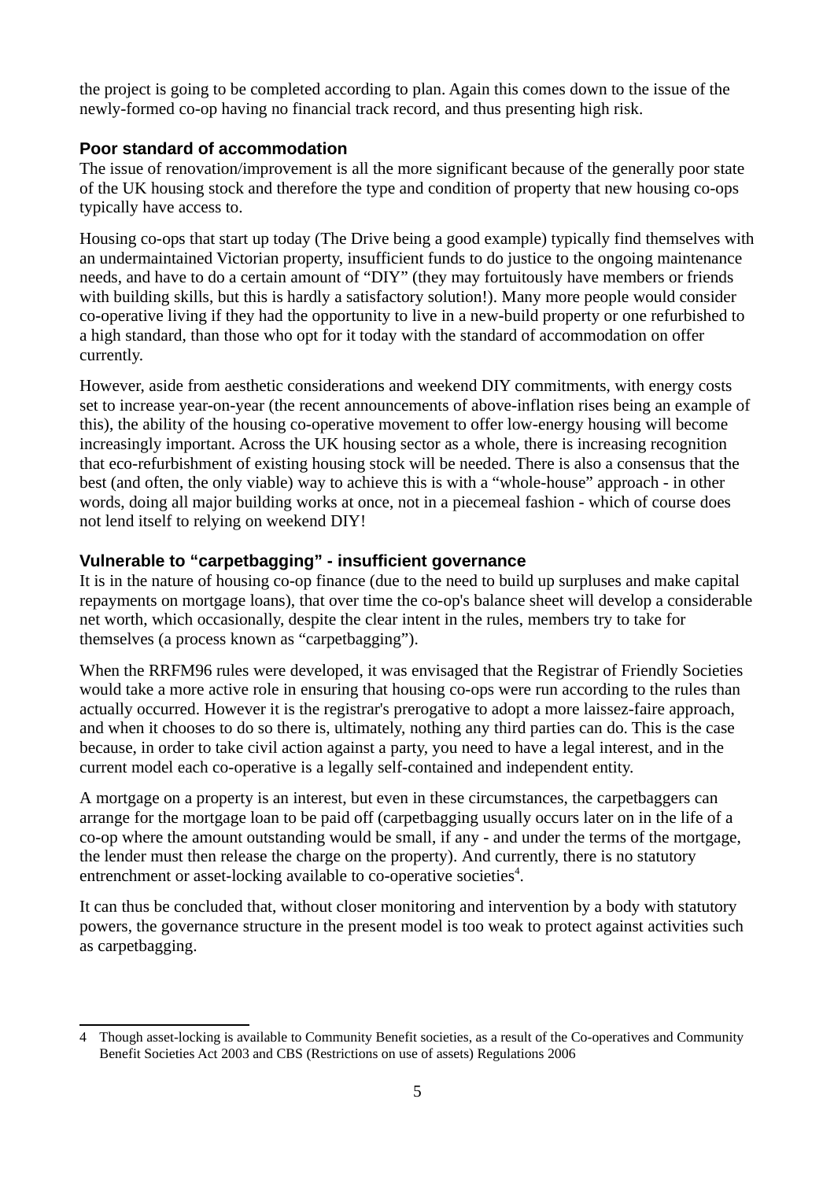the project is going to be completed according to plan. Again this comes down to the issue of the newly-formed co-op having no financial track record, and thus presenting high risk.

### Poor standard of accommodation

The issue of renovation/improvement is all the more significant because of the generally poor state of the UK housing stock and therefore the type and condition of property that new housing co-ops typically have access to.

Housing co-ops that start up today (The Drive being a good example) typically find themselves with an undermaintained Victorian property, insufficient funds to do justice to the ongoing maintenance needs, and have to do a certain amount of "DIY" (they may fortuitously have members or friends with building skills, but this is hardly a satisfactory solution!). Many more people would consider co-operative living if they had the opportunity to live in a new-build property or one refurbished to a high standard, than those who opt for it today with the standard of accommodation on offer currently.

However, aside from aesthetic considerations and weekend DIY commitments, with energy costs set to increase year-on-year (the recent announcements of above-inflation rises being an example of this), the ability of the housing co-operative movement to offer low-energy housing will become increasingly important. Across the UK housing sector as a whole, there is increasing recognition that eco-refurbishment of existing housing stock will be needed. There is also a consensus that the best (and often, the only viable) way to achieve this is with a "whole-house" approach - in other words, doing all major building works at once, not in a piecemeal fashion - which of course does not lend itself to relying on weekend DIY!

### Vulnerable to "carpetbagging" - insufficient governance

It is in the nature of housing co-op finance (due to the need to build up surpluses and make capital repayments on mortgage loans), that over time the co-op's balance sheet will develop a considerable net worth, which occasionally, despite the clear intent in the rules, members try to take for themselves (a process known as "carpetbagging").

When the RRFM96 rules were developed, it was envisaged that the Registrar of Friendly Societies would take a more active role in ensuring that housing co-ops were run according to the rules than actually occurred. However it is the registrar's prerogative to adopt a more laissez-faire approach, and when it chooses to do so there is, ultimately, nothing any third parties can do. This is the case because, in order to take civil action against a party, you need to have a legal interest, and in the current model each co-operative is a legally self-contained and independent entity.

A mortgage on a property is an interest, but even in these circumstances, the carpetbaggers can arrange for the mortgage loan to be paid off (carpetbagging usually occurs later on in the life of a co-op where the amount outstanding would be small, if any - and under the terms of the mortgage, the lender must then release the charge on the property). And currently, there is no statutory entrenchment or asset-locking available to co-operative societies[4].

It can thus be concluded that, without closer monitoring and intervention by a body with statutory powers, the governance structure in the present model is too weak to protect against activities such as carpetbagging.

---

4 Though asset-locking is available to Community Benefit societies, as a result of the Co-operatives and Community Benefit Societies Act 2003 and CBS (Restrictions on use of assets) Regulations 2006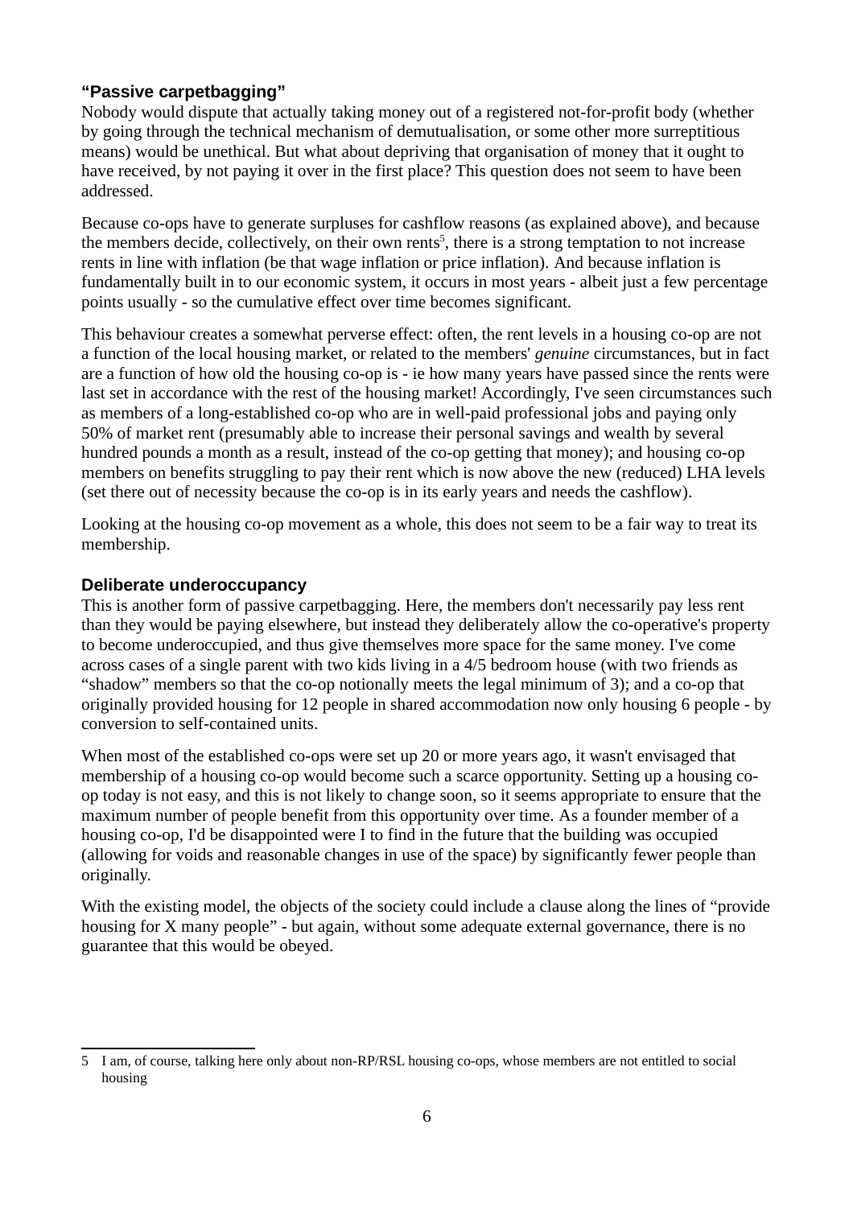### "Passive carpetbagging"

Nobody would dispute that actually taking money out of a registered not-for-profit body (whether by going through the technical mechanism of demutualisation, or some other more surreptitious means) would be unethical. But what about depriving that organisation of money that it ought to have received, by not paying it over in the first place? This question does not seem to have been addressed.

Because co-ops have to generate surpluses for cashflow reasons (as explained above), and because the members decide, collectively, on their own rents[5], there is a strong temptation to not increase rents in line with inflation (be that wage inflation or price inflation). And because inflation is fundamentally built in to our economic system, it occurs in most years - albeit just a few percentage points usually - so the cumulative effect over time becomes significant.

This behaviour creates a somewhat perverse effect: often, the rent levels in a housing co-op are not a function of the local housing market, or related to the members' *genuine* circumstances, but in fact are a function of how old the housing co-op is - ie how many years have passed since the rents were last set in accordance with the rest of the housing market! Accordingly, I've seen circumstances such as members of a long-established co-op who are in well-paid professional jobs and paying only 50% of market rent (presumably able to increase their personal savings and wealth by several hundred pounds a month as a result, instead of the co-op getting that money); and housing co-op members on benefits struggling to pay their rent which is now above the new (reduced) LHA levels (set there out of necessity because the co-op is in its early years and needs the cashflow).

Looking at the housing co-op movement as a whole, this does not seem to be a fair way to treat its membership.

### Deliberate underoccupancy

This is another form of passive carpetbagging. Here, the members don't necessarily pay less rent than they would be paying elsewhere, but instead they deliberately allow the co-operative's property to become underoccupied, and thus give themselves more space for the same money. I've come across cases of a single parent with two kids living in a 4/5 bedroom house (with two friends as "shadow" members so that the co-op notionally meets the legal minimum of 3); and a co-op that originally provided housing for 12 people in shared accommodation now only housing 6 people - by conversion to self-contained units.

When most of the established co-ops were set up 20 or more years ago, it wasn't envisaged that membership of a housing co-op would become such a scarce opportunity. Setting up a housing co-op today is not easy, and this is not likely to change soon, so it seems appropriate to ensure that the maximum number of people benefit from this opportunity over time. As a founder member of a housing co-op, I'd be disappointed were I to find in the future that the building was occupied (allowing for voids and reasonable changes in use of the space) by significantly fewer people than originally.

With the existing model, the objects of the society could include a clause along the lines of "provide housing for X many people" - but again, without some adequate external governance, there is no guarantee that this would be obeyed.

---

[5] I am, of course, talking here only about non-RP/RSL housing co-ops, whose members are not entitled to social housing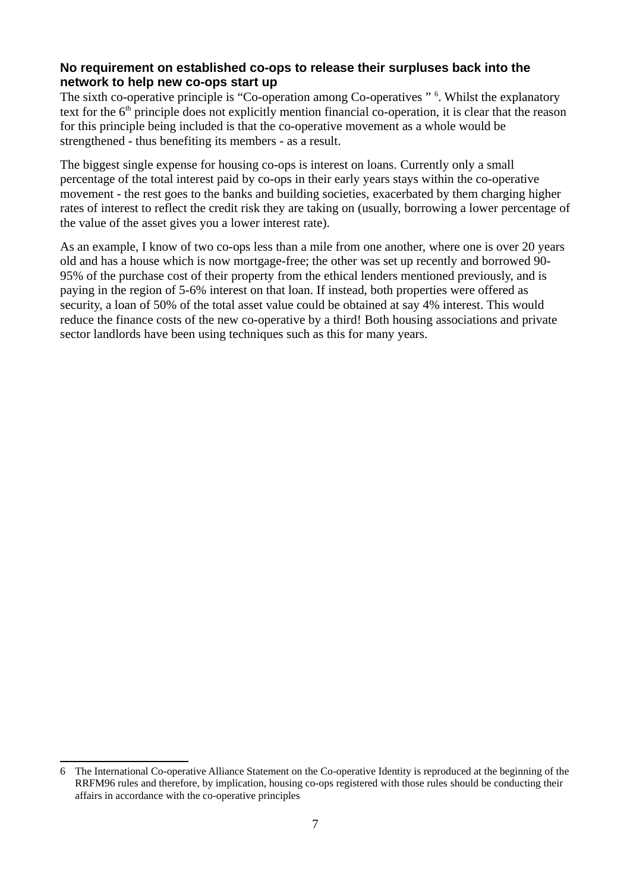### No requirement on established co-ops to release their surpluses back into the network to help new co-ops start up

The sixth co-operative principle is “Co-operation among Co-operatives ” [6]. Whilst the explanatory text for the 6th principle does not explicitly mention financial co-operation, it is clear that the reason for this principle being included is that the co-operative movement as a whole would be strengthened - thus benefiting its members - as a result.

The biggest single expense for housing co-ops is interest on loans. Currently only a small percentage of the total interest paid by co-ops in their early years stays within the co-operative movement - the rest goes to the banks and building societies, exacerbated by them charging higher rates of interest to reflect the credit risk they are taking on (usually, borrowing a lower percentage of the value of the asset gives you a lower interest rate).

As an example, I know of two co-ops less than a mile from one another, where one is over 20 years old and has a house which is now mortgage-free; the other was set up recently and borrowed 90-95% of the purchase cost of their property from the ethical lenders mentioned previously, and is paying in the region of 5-6% interest on that loan. If instead, both properties were offered as security, a loan of 50% of the total asset value could be obtained at say 4% interest. This would reduce the finance costs of the new co-operative by a third! Both housing associations and private sector landlords have been using techniques such as this for many years.

---

6 The International Co-operative Alliance Statement on the Co-operative Identity is reproduced at the beginning of the RRFM96 rules and therefore, by implication, housing co-ops registered with those rules should be conducting their affairs in accordance with the co-operative principles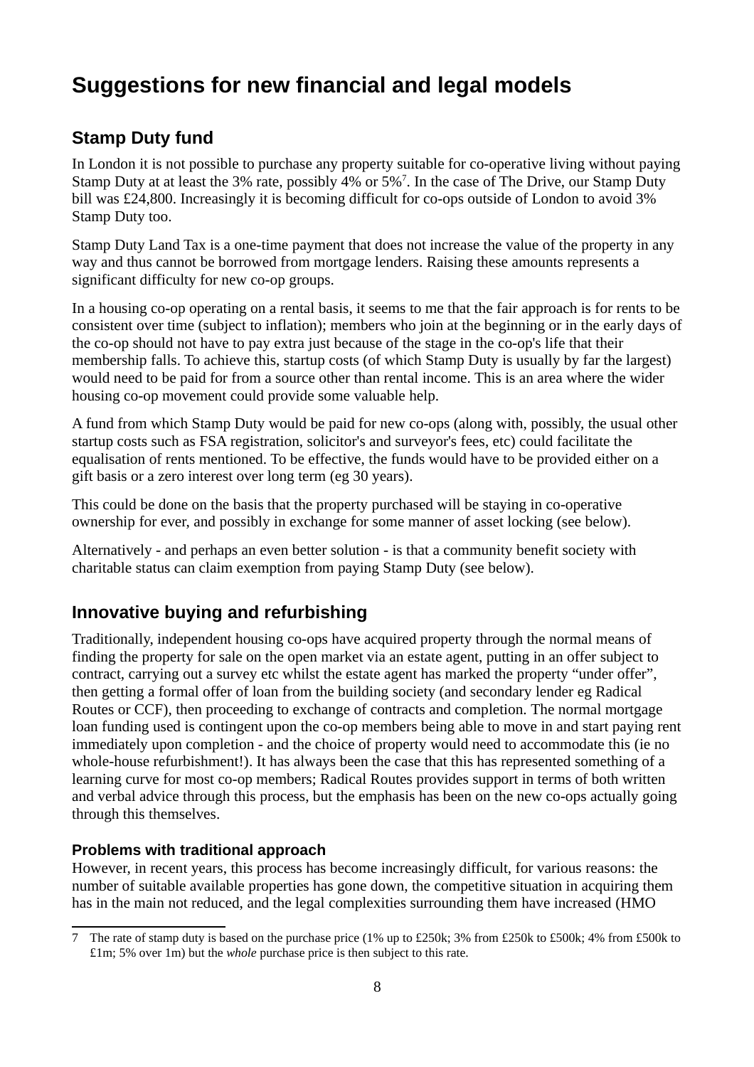# Suggestions for new financial and legal models

## Stamp Duty fund

In London it is not possible to purchase any property suitable for co-operative living without paying Stamp Duty at at least the 3% rate, possibly 4% or 5%[7]. In the case of The Drive, our Stamp Duty bill was £24,800. Increasingly it is becoming difficult for co-ops outside of London to avoid 3% Stamp Duty too.

Stamp Duty Land Tax is a one-time payment that does not increase the value of the property in any way and thus cannot be borrowed from mortgage lenders. Raising these amounts represents a significant difficulty for new co-op groups.

In a housing co-op operating on a rental basis, it seems to me that the fair approach is for rents to be consistent over time (subject to inflation); members who join at the beginning or in the early days of the co-op should not have to pay extra just because of the stage in the co-op's life that their membership falls. To achieve this, startup costs (of which Stamp Duty is usually by far the largest) would need to be paid for from a source other than rental income. This is an area where the wider housing co-op movement could provide some valuable help.

A fund from which Stamp Duty would be paid for new co-ops (along with, possibly, the usual other startup costs such as FSA registration, solicitor's and surveyor's fees, etc) could facilitate the equalisation of rents mentioned. To be effective, the funds would have to be provided either on a gift basis or a zero interest over long term (eg 30 years).

This could be done on the basis that the property purchased will be staying in co-operative ownership for ever, and possibly in exchange for some manner of asset locking (see below).

Alternatively - and perhaps an even better solution - is that a community benefit society with charitable status can claim exemption from paying Stamp Duty (see below).

## Innovative buying and refurbishing

Traditionally, independent housing co-ops have acquired property through the normal means of finding the property for sale on the open market via an estate agent, putting in an offer subject to contract, carrying out a survey etc whilst the estate agent has marked the property "under offer", then getting a formal offer of loan from the building society (and secondary lender eg Radical Routes or CCF), then proceeding to exchange of contracts and completion. The normal mortgage loan funding used is contingent upon the co-op members being able to move in and start paying rent immediately upon completion - and the choice of property would need to accommodate this (ie no whole-house refurbishment!). It has always been the case that this has represented something of a learning curve for most co-op members; Radical Routes provides support in terms of both written and verbal advice through this process, but the emphasis has been on the new co-ops actually going through this themselves.

### Problems with traditional approach

However, in recent years, this process has become increasingly difficult, for various reasons: the number of suitable available properties has gone down, the competitive situation in acquiring them has in the main not reduced, and the legal complexities surrounding them have increased (HMO

---

7 The rate of stamp duty is based on the purchase price (1% up to £250k; 3% from £250k to £500k; 4% from £500k to £1m; 5% over 1m) but the *whole* purchase price is then subject to this rate.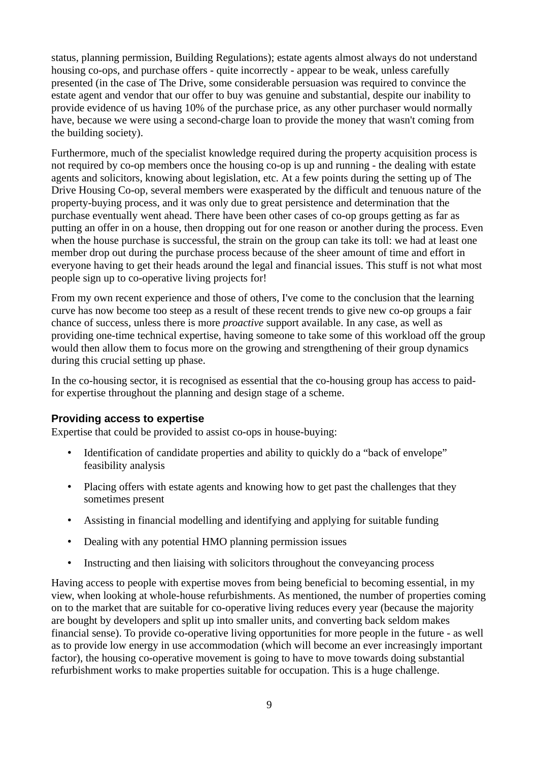status, planning permission, Building Regulations); estate agents almost always do not understand housing co-ops, and purchase offers - quite incorrectly - appear to be weak, unless carefully presented (in the case of The Drive, some considerable persuasion was required to convince the estate agent and vendor that our offer to buy was genuine and substantial, despite our inability to provide evidence of us having 10% of the purchase price, as any other purchaser would normally have, because we were using a second-charge loan to provide the money that wasn't coming from the building society).

Furthermore, much of the specialist knowledge required during the property acquisition process is not required by co-op members once the housing co-op is up and running - the dealing with estate agents and solicitors, knowing about legislation, etc. At a few points during the setting up of The Drive Housing Co-op, several members were exasperated by the difficult and tenuous nature of the property-buying process, and it was only due to great persistence and determination that the purchase eventually went ahead. There have been other cases of co-op groups getting as far as putting an offer in on a house, then dropping out for one reason or another during the process. Even when the house purchase is successful, the strain on the group can take its toll: we had at least one member drop out during the purchase process because of the sheer amount of time and effort in everyone having to get their heads around the legal and financial issues. This stuff is not what most people sign up to co-operative living projects for!

From my own recent experience and those of others, I've come to the conclusion that the learning curve has now become too steep as a result of these recent trends to give new co-op groups a fair chance of success, unless there is more *proactive* support available. In any case, as well as providing one-time technical expertise, having someone to take some of this workload off the group would then allow them to focus more on the growing and strengthening of their group dynamics during this crucial setting up phase.

In the co-housing sector, it is recognised as essential that the co-housing group has access to paid-for expertise throughout the planning and design stage of a scheme.

### Providing access to expertise

Expertise that could be provided to assist co-ops in house-buying:

- Identification of candidate properties and ability to quickly do a "back of envelope" feasibility analysis
- Placing offers with estate agents and knowing how to get past the challenges that they sometimes present
- Assisting in financial modelling and identifying and applying for suitable funding
- Dealing with any potential HMO planning permission issues
- Instructing and then liaising with solicitors throughout the conveyancing process

Having access to people with expertise moves from being beneficial to becoming essential, in my view, when looking at whole-house refurbishments. As mentioned, the number of properties coming on to the market that are suitable for co-operative living reduces every year (because the majority are bought by developers and split up into smaller units, and converting back seldom makes financial sense). To provide co-operative living opportunities for more people in the future - as well as to provide low energy in use accommodation (which will become an ever increasingly important factor), the housing co-operative movement is going to have to move towards doing substantial refurbishment works to make properties suitable for occupation. This is a huge challenge.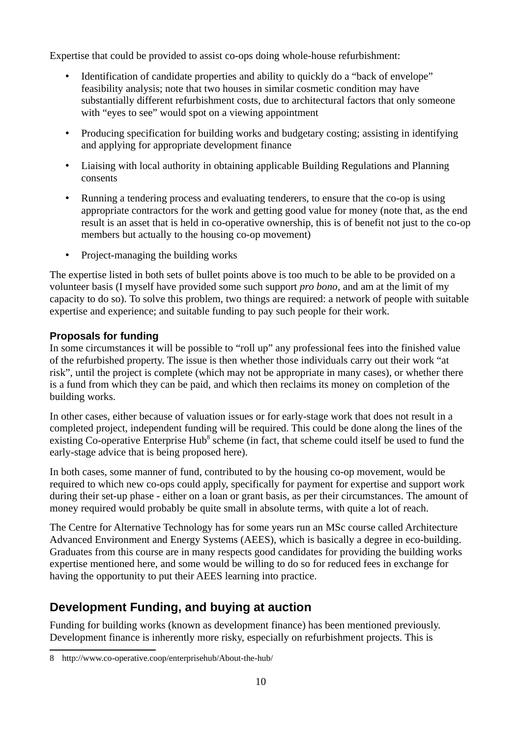Expertise that could be provided to assist co-ops doing whole-house refurbishment:

- Identification of candidate properties and ability to quickly do a "back of envelope" feasibility analysis; note that two houses in similar cosmetic condition may have substantially different refurbishment costs, due to architectural factors that only someone with "eyes to see" would spot on a viewing appointment
- Producing specification for building works and budgetary costing; assisting in identifying and applying for appropriate development finance
- Liaising with local authority in obtaining applicable Building Regulations and Planning consents
- Running a tendering process and evaluating tenderers, to ensure that the co-op is using appropriate contractors for the work and getting good value for money (note that, as the end result is an asset that is held in co-operative ownership, this is of benefit not just to the co-op members but actually to the housing co-op movement)
- Project-managing the building works

The expertise listed in both sets of bullet points above is too much to be able to be provided on a volunteer basis (I myself have provided some such support *pro bono*, and am at the limit of my capacity to do so). To solve this problem, two things are required: a network of people with suitable expertise and experience; and suitable funding to pay such people for their work.

### Proposals for funding

In some circumstances it will be possible to "roll up" any professional fees into the finished value of the refurbished property. The issue is then whether those individuals carry out their work "at risk", until the project is complete (which may not be appropriate in many cases), or whether there is a fund from which they can be paid, and which then reclaims its money on completion of the building works.

In other cases, either because of valuation issues or for early-stage work that does not result in a completed project, independent funding will be required. This could be done along the lines of the existing Co-operative Enterprise Hub[8] scheme (in fact, that scheme could itself be used to fund the early-stage advice that is being proposed here).

In both cases, some manner of fund, contributed to by the housing co-op movement, would be required to which new co-ops could apply, specifically for payment for expertise and support work during their set-up phase - either on a loan or grant basis, as per their circumstances. The amount of money required would probably be quite small in absolute terms, with quite a lot of reach.

The Centre for Alternative Technology has for some years run an MSc course called Architecture Advanced Environment and Energy Systems (AEES), which is basically a degree in eco-building. Graduates from this course are in many respects good candidates for providing the building works expertise mentioned here, and some would be willing to do so for reduced fees in exchange for having the opportunity to put their AEES learning into practice.

## Development Funding, and buying at auction

Funding for building works (known as development finance) has been mentioned previously. Development finance is inherently more risky, especially on refurbishment projects. This is

8 http://www.co-operative.coop/enterprisehub/About-the-hub/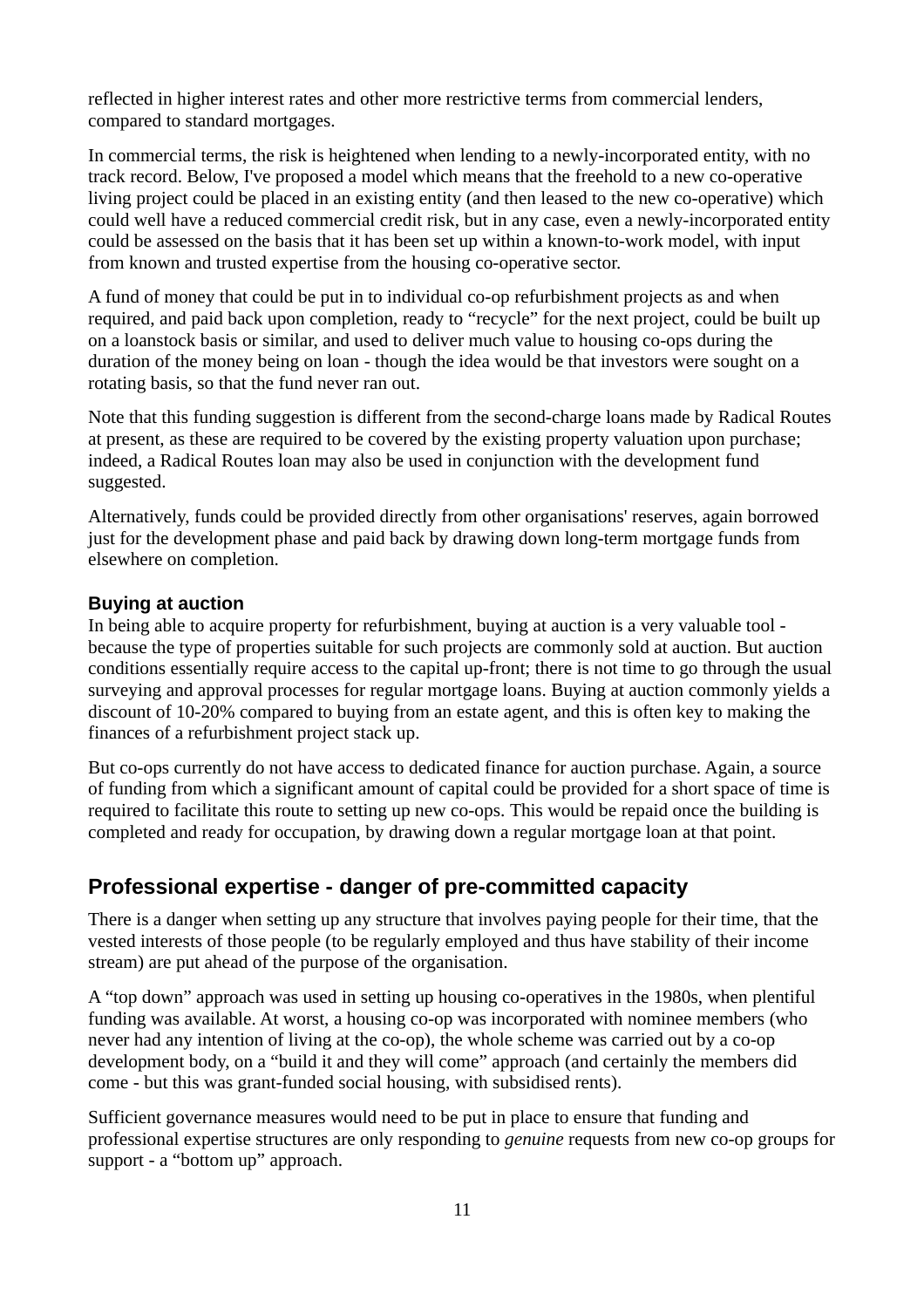reflected in higher interest rates and other more restrictive terms from commercial lenders, compared to standard mortgages.

In commercial terms, the risk is heightened when lending to a newly-incorporated entity, with no track record. Below, I've proposed a model which means that the freehold to a new co-operative living project could be placed in an existing entity (and then leased to the new co-operative) which could well have a reduced commercial credit risk, but in any case, even a newly-incorporated entity could be assessed on the basis that it has been set up within a known-to-work model, with input from known and trusted expertise from the housing co-operative sector.

A fund of money that could be put in to individual co-op refurbishment projects as and when required, and paid back upon completion, ready to "recycle" for the next project, could be built up on a loanstock basis or similar, and used to deliver much value to housing co-ops during the duration of the money being on loan - though the idea would be that investors were sought on a rotating basis, so that the fund never ran out.

Note that this funding suggestion is different from the second-charge loans made by Radical Routes at present, as these are required to be covered by the existing property valuation upon purchase; indeed, a Radical Routes loan may also be used in conjunction with the development fund suggested.

Alternatively, funds could be provided directly from other organisations' reserves, again borrowed just for the development phase and paid back by drawing down long-term mortgage funds from elsewhere on completion.

### Buying at auction

In being able to acquire property for refurbishment, buying at auction is a very valuable tool - because the type of properties suitable for such projects are commonly sold at auction. But auction conditions essentially require access to the capital up-front; there is not time to go through the usual surveying and approval processes for regular mortgage loans. Buying at auction commonly yields a discount of 10-20% compared to buying from an estate agent, and this is often key to making the finances of a refurbishment project stack up.

But co-ops currently do not have access to dedicated finance for auction purchase. Again, a source of funding from which a significant amount of capital could be provided for a short space of time is required to facilitate this route to setting up new co-ops. This would be repaid once the building is completed and ready for occupation, by drawing down a regular mortgage loan at that point.

## Professional expertise - danger of pre-committed capacity

There is a danger when setting up any structure that involves paying people for their time, that the vested interests of those people (to be regularly employed and thus have stability of their income stream) are put ahead of the purpose of the organisation.

A "top down" approach was used in setting up housing co-operatives in the 1980s, when plentiful funding was available. At worst, a housing co-op was incorporated with nominee members (who never had any intention of living at the co-op), the whole scheme was carried out by a co-op development body, on a "build it and they will come" approach (and certainly the members did come - but this was grant-funded social housing, with subsidised rents).

Sufficient governance measures would need to be put in place to ensure that funding and professional expertise structures are only responding to *genuine* requests from new co-op groups for support - a "bottom up" approach.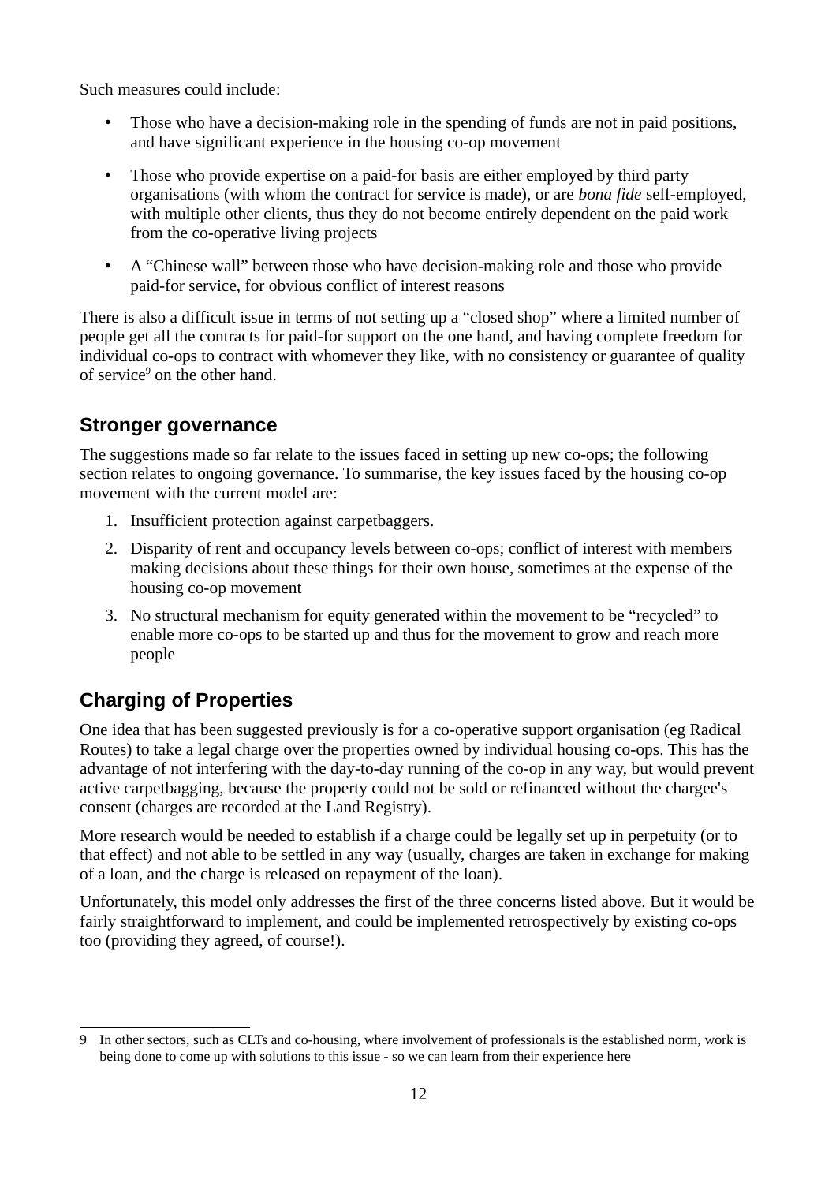Such measures could include:

- Those who have a decision-making role in the spending of funds are not in paid positions, and have significant experience in the housing co-op movement
- Those who provide expertise on a paid-for basis are either employed by third party organisations (with whom the contract for service is made), or are *bona fide* self-employed, with multiple other clients, thus they do not become entirely dependent on the paid work from the co-operative living projects
- A "Chinese wall" between those who have decision-making role and those who provide paid-for service, for obvious conflict of interest reasons

There is also a difficult issue in terms of not setting up a "closed shop" where a limited number of people get all the contracts for paid-for support on the one hand, and having complete freedom for individual co-ops to contract with whomever they like, with no consistency or guarantee of quality of service[9] on the other hand.

## Stronger governance

The suggestions made so far relate to the issues faced in setting up new co-ops; the following section relates to ongoing governance. To summarise, the key issues faced by the housing co-op movement with the current model are:

1. Insufficient protection against carpetbaggers.
2. Disparity of rent and occupancy levels between co-ops; conflict of interest with members making decisions about these things for their own house, sometimes at the expense of the housing co-op movement
3. No structural mechanism for equity generated within the movement to be "recycled" to enable more co-ops to be started up and thus for the movement to grow and reach more people

## Charging of Properties

One idea that has been suggested previously is for a co-operative support organisation (eg Radical Routes) to take a legal charge over the properties owned by individual housing co-ops. This has the advantage of not interfering with the day-to-day running of the co-op in any way, but would prevent active carpetbagging, because the property could not be sold or refinanced without the chargee's consent (charges are recorded at the Land Registry).

More research would be needed to establish if a charge could be legally set up in perpetuity (or to that effect) and not able to be settled in any way (usually, charges are taken in exchange for making of a loan, and the charge is released on repayment of the loan).

Unfortunately, this model only addresses the first of the three concerns listed above. But it would be fairly straightforward to implement, and could be implemented retrospectively by existing co-ops too (providing they agreed, of course!).

---

9 In other sectors, such as CLTs and co-housing, where involvement of professionals is the established norm, work is being done to come up with solutions to this issue - so we can learn from their experience here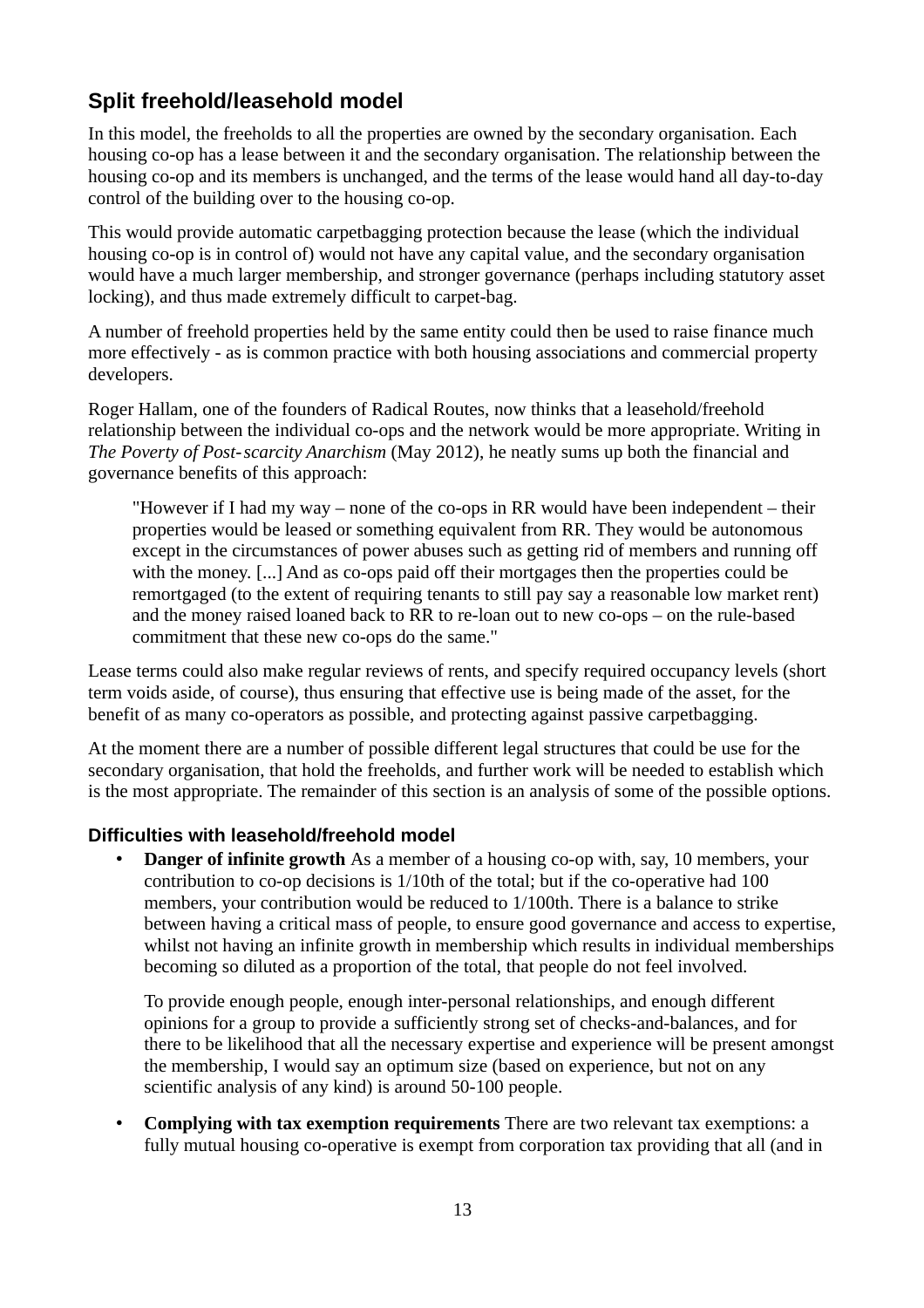## Split freehold/leasehold model

In this model, the freeholds to all the properties are owned by the secondary organisation. Each housing co-op has a lease between it and the secondary organisation. The relationship between the housing co-op and its members is unchanged, and the terms of the lease would hand all day-to-day control of the building over to the housing co-op.

This would provide automatic carpetbagging protection because the lease (which the individual housing co-op is in control of) would not have any capital value, and the secondary organisation would have a much larger membership, and stronger governance (perhaps including statutory asset locking), and thus made extremely difficult to carpet-bag.

A number of freehold properties held by the same entity could then be used to raise finance much more effectively - as is common practice with both housing associations and commercial property developers.

Roger Hallam, one of the founders of Radical Routes, now thinks that a leasehold/freehold relationship between the individual co-ops and the network would be more appropriate. Writing in *The Poverty of Post-scarcity Anarchism* (May 2012), he neatly sums up both the financial and governance benefits of this approach:

> "However if I had my way – none of the co-ops in RR would have been independent – their properties would be leased or something equivalent from RR. They would be autonomous except in the circumstances of power abuses such as getting rid of members and running off with the money. [...] And as co-ops paid off their mortgages then the properties could be remortgaged (to the extent of requiring tenants to still pay say a reasonable low market rent) and the money raised loaned back to RR to re-loan out to new co-ops – on the rule-based commitment that these new co-ops do the same."

Lease terms could also make regular reviews of rents, and specify required occupancy levels (short term voids aside, of course), thus ensuring that effective use is being made of the asset, for the benefit of as many co-operators as possible, and protecting against passive carpetbagging.

At the moment there are a number of possible different legal structures that could be use for the secondary organisation, that hold the freeholds, and further work will be needed to establish which is the most appropriate. The remainder of this section is an analysis of some of the possible options.

### Difficulties with leasehold/freehold model

- **Danger of infinite growth** As a member of a housing co-op with, say, 10 members, your contribution to co-op decisions is 1/10th of the total; but if the co-operative had 100 members, your contribution would be reduced to 1/100th. There is a balance to strike between having a critical mass of people, to ensure good governance and access to expertise, whilst not having an infinite growth in membership which results in individual memberships becoming so diluted as a proportion of the total, that people do not feel involved.

  To provide enough people, enough inter-personal relationships, and enough different opinions for a group to provide a sufficiently strong set of checks-and-balances, and for there to be likelihood that all the necessary expertise and experience will be present amongst the membership, I would say an optimum size (based on experience, but not on any scientific analysis of any kind) is around 50-100 people.

- **Complying with tax exemption requirements** There are two relevant tax exemptions: a fully mutual housing co-operative is exempt from corporation tax providing that all (and in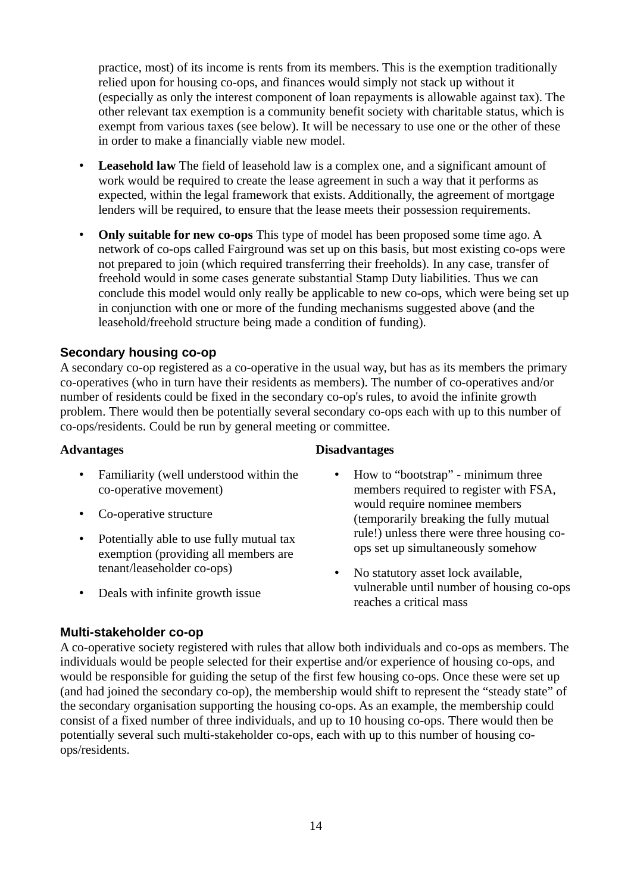practice, most) of its income is rents from its members. This is the exemption traditionally relied upon for housing co-ops, and finances would simply not stack up without it (especially as only the interest component of loan repayments is allowable against tax). The other relevant tax exemption is a community benefit society with charitable status, which is exempt from various taxes (see below). It will be necessary to use one or the other of these in order to make a financially viable new model.

- **Leasehold law** The field of leasehold law is a complex one, and a significant amount of work would be required to create the lease agreement in such a way that it performs as expected, within the legal framework that exists. Additionally, the agreement of mortgage lenders will be required, to ensure that the lease meets their possession requirements.
- **Only suitable for new co-ops** This type of model has been proposed some time ago. A network of co-ops called Fairground was set up on this basis, but most existing co-ops were not prepared to join (which required transferring their freeholds). In any case, transfer of freehold would in some cases generate substantial Stamp Duty liabilities. Thus we can conclude this model would only really be applicable to new co-ops, which were being set up in conjunction with one or more of the funding mechanisms suggested above (and the leasehold/freehold structure being made a condition of funding).

### Secondary housing co-op

A secondary co-op registered as a co-operative in the usual way, but has as its members the primary co-operatives (who in turn have their residents as members). The number of co-operatives and/or number of residents could be fixed in the secondary co-op's rules, to avoid the infinite growth problem. There would then be potentially several secondary co-ops each with up to this number of co-ops/residents. Could be run by general meeting or committee.

**Advantages**

- Familiarity (well understood within the co-operative movement)
- Co-operative structure
- Potentially able to use fully mutual tax exemption (providing all members are tenant/leaseholder co-ops)
- Deals with infinite growth issue

**Disadvantages**

- How to "bootstrap" - minimum three members required to register with FSA, would require nominee members (temporarily breaking the fully mutual rule!) unless there were three housing co-ops set up simultaneously somehow
- No statutory asset lock available, vulnerable until number of housing co-ops reaches a critical mass

### Multi-stakeholder co-op

A co-operative society registered with rules that allow both individuals and co-ops as members. The individuals would be people selected for their expertise and/or experience of housing co-ops, and would be responsible for guiding the setup of the first few housing co-ops. Once these were set up (and had joined the secondary co-op), the membership would shift to represent the "steady state" of the secondary organisation supporting the housing co-ops. As an example, the membership could consist of a fixed number of three individuals, and up to 10 housing co-ops. There would then be potentially several such multi-stakeholder co-ops, each with up to this number of housing co-ops/residents.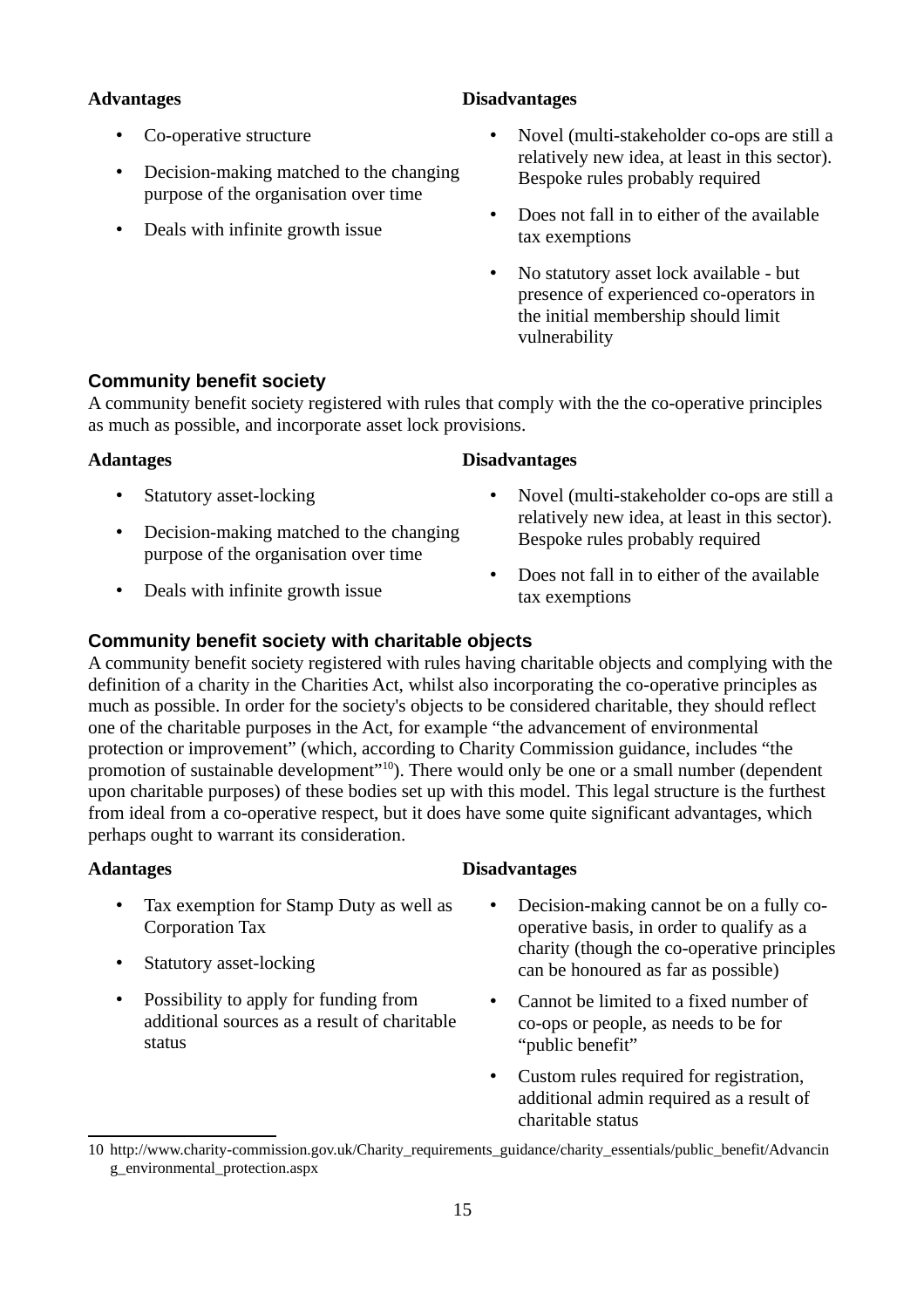**Advantages**

- Co-operative structure
- Decision-making matched to the changing purpose of the organisation over time
- Deals with infinite growth issue

**Disadvantages**

- Novel (multi-stakeholder co-ops are still a relatively new idea, at least in this sector). Bespoke rules probably required
- Does not fall in to either of the available tax exemptions
- No statutory asset lock available - but presence of experienced co-operators in the initial membership should limit vulnerability

### Community benefit society

A community benefit society registered with rules that comply with the the co-operative principles as much as possible, and incorporate asset lock provisions.

**Adantages**

- Statutory asset-locking
- Decision-making matched to the changing purpose of the organisation over time
- Deals with infinite growth issue

**Disadvantages**

- Novel (multi-stakeholder co-ops are still a relatively new idea, at least in this sector). Bespoke rules probably required
- Does not fall in to either of the available tax exemptions

### Community benefit society with charitable objects

A community benefit society registered with rules having charitable objects and complying with the definition of a charity in the Charities Act, whilst also incorporating the co-operative principles as much as possible. In order for the society's objects to be considered charitable, they should reflect one of the charitable purposes in the Act, for example "the advancement of environmental protection or improvement" (which, according to Charity Commission guidance, includes "the promotion of sustainable development"[10]). There would only be one or a small number (dependent upon charitable purposes) of these bodies set up with this model. This legal structure is the furthest from ideal from a co-operative respect, but it does have some quite significant advantages, which perhaps ought to warrant its consideration.

**Adantages**

- Tax exemption for Stamp Duty as well as Corporation Tax
- Statutory asset-locking
- Possibility to apply for funding from additional sources as a result of charitable status

**Disadvantages**

- Decision-making cannot be on a fully co-operative basis, in order to qualify as a charity (though the co-operative principles can be honoured as far as possible)
- Cannot be limited to a fixed number of co-ops or people, as needs to be for "public benefit"
- Custom rules required for registration, additional admin required as a result of charitable status

10 http://www.charity-commission.gov.uk/Charity_requirements_guidance/charity_essentials/public_benefit/Advancing_environmental_protection.aspx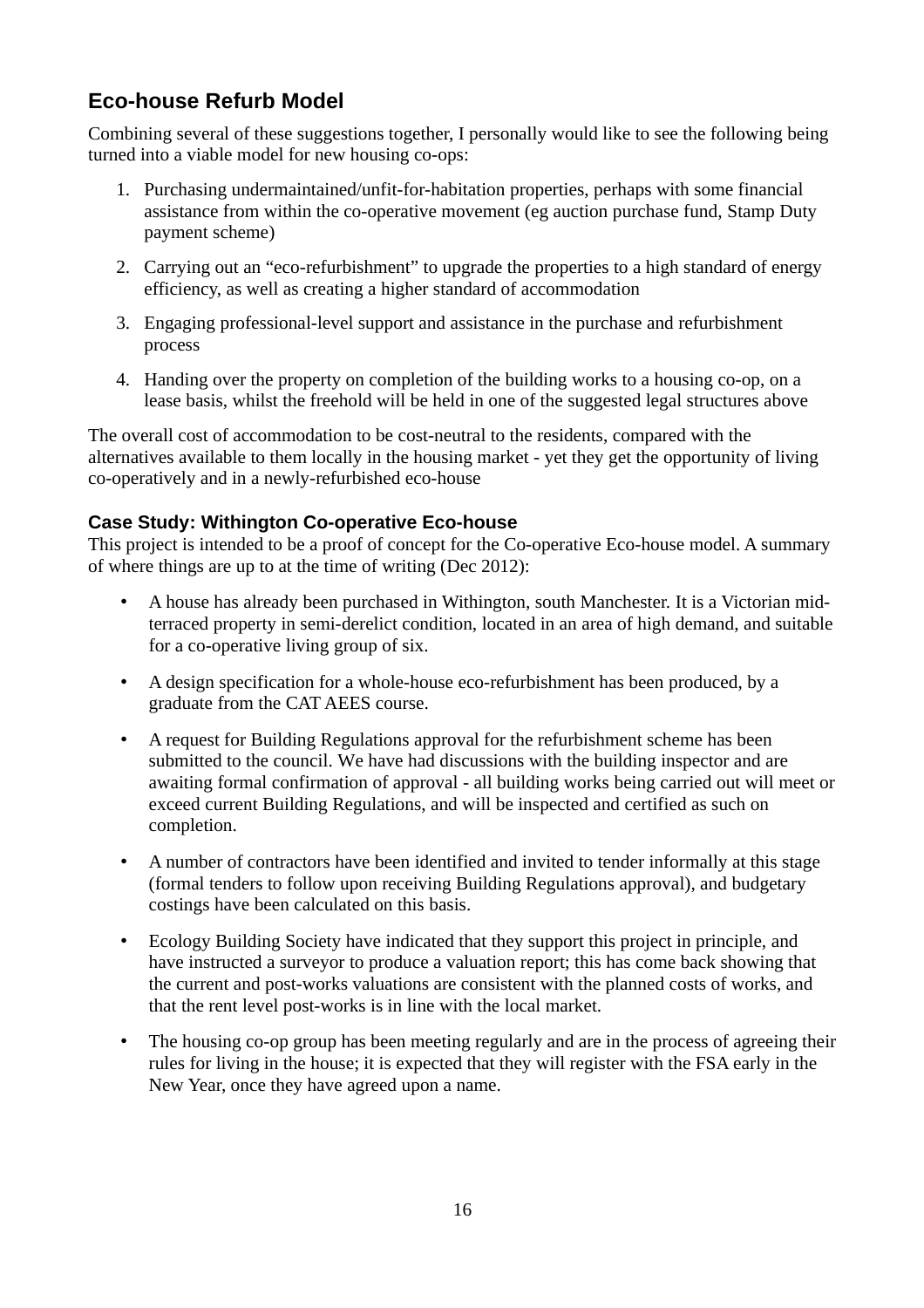## Eco-house Refurb Model

Combining several of these suggestions together, I personally would like to see the following being turned into a viable model for new housing co-ops:

1. Purchasing undermaintained/unfit-for-habitation properties, perhaps with some financial assistance from within the co-operative movement (eg auction purchase fund, Stamp Duty payment scheme)
2. Carrying out an "eco-refurbishment" to upgrade the properties to a high standard of energy efficiency, as well as creating a higher standard of accommodation
3. Engaging professional-level support and assistance in the purchase and refurbishment process
4. Handing over the property on completion of the building works to a housing co-op, on a lease basis, whilst the freehold will be held in one of the suggested legal structures above

The overall cost of accommodation to be cost-neutral to the residents, compared with the alternatives available to them locally in the housing market - yet they get the opportunity of living co-operatively and in a newly-refurbished eco-house

### Case Study: Withington Co-operative Eco-house

This project is intended to be a proof of concept for the Co-operative Eco-house model. A summary of where things are up to at the time of writing (Dec 2012):

- A house has already been purchased in Withington, south Manchester. It is a Victorian mid-terraced property in semi-derelict condition, located in an area of high demand, and suitable for a co-operative living group of six.
- A design specification for a whole-house eco-refurbishment has been produced, by a graduate from the CAT AEES course.
- A request for Building Regulations approval for the refurbishment scheme has been submitted to the council. We have had discussions with the building inspector and are awaiting formal confirmation of approval - all building works being carried out will meet or exceed current Building Regulations, and will be inspected and certified as such on completion.
- A number of contractors have been identified and invited to tender informally at this stage (formal tenders to follow upon receiving Building Regulations approval), and budgetary costings have been calculated on this basis.
- Ecology Building Society have indicated that they support this project in principle, and have instructed a surveyor to produce a valuation report; this has come back showing that the current and post-works valuations are consistent with the planned costs of works, and that the rent level post-works is in line with the local market.
- The housing co-op group has been meeting regularly and are in the process of agreeing their rules for living in the house; it is expected that they will register with the FSA early in the New Year, once they have agreed upon a name.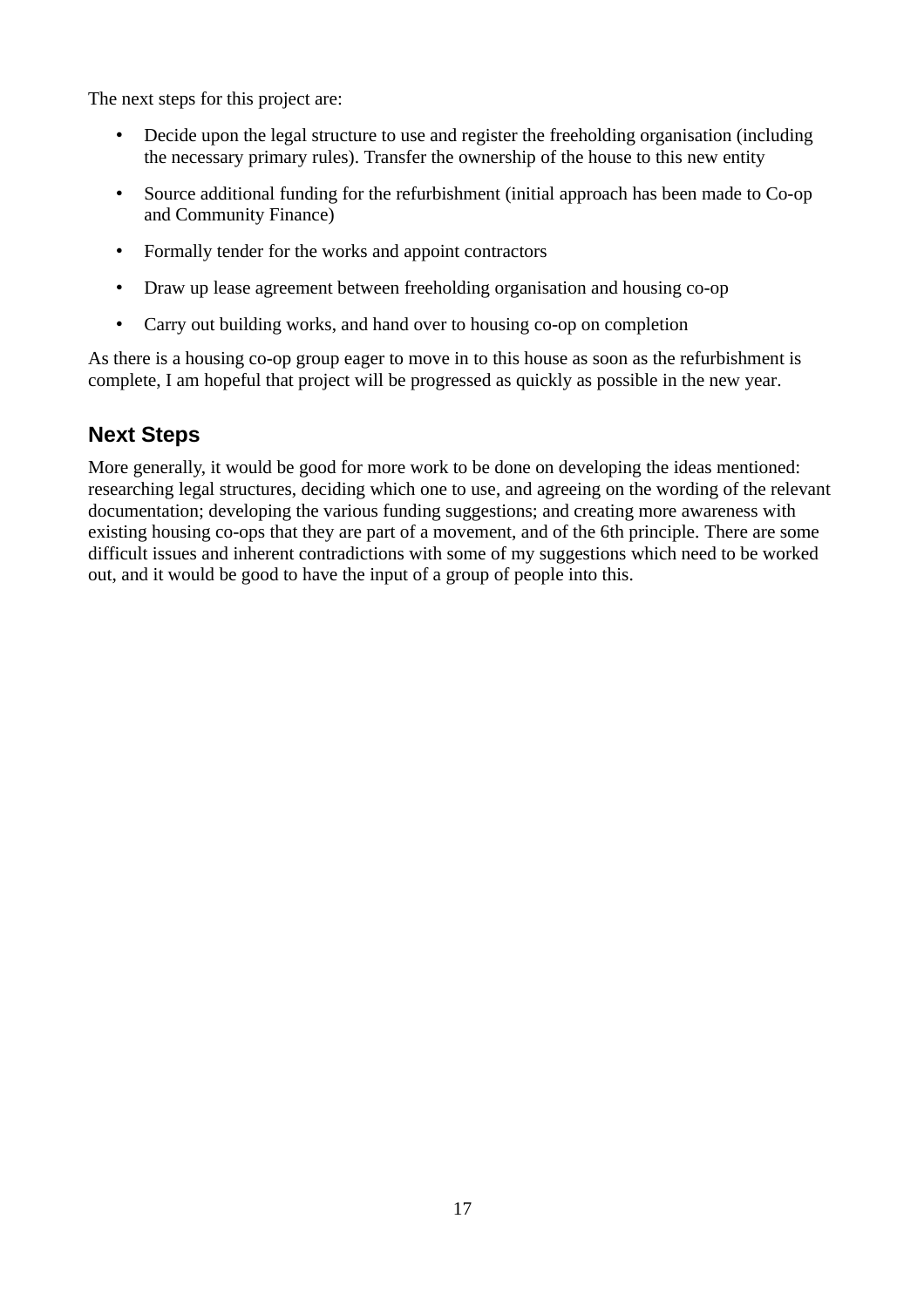The next steps for this project are:

- Decide upon the legal structure to use and register the freeholding organisation (including the necessary primary rules). Transfer the ownership of the house to this new entity
- Source additional funding for the refurbishment (initial approach has been made to Co-op and Community Finance)
- Formally tender for the works and appoint contractors
- Draw up lease agreement between freeholding organisation and housing co-op
- Carry out building works, and hand over to housing co-op on completion

As there is a housing co-op group eager to move in to this house as soon as the refurbishment is complete, I am hopeful that project will be progressed as quickly as possible in the new year.

## Next Steps

More generally, it would be good for more work to be done on developing the ideas mentioned: researching legal structures, deciding which one to use, and agreeing on the wording of the relevant documentation; developing the various funding suggestions; and creating more awareness with existing housing co-ops that they are part of a movement, and of the 6th principle. There are some difficult issues and inherent contradictions with some of my suggestions which need to be worked out, and it would be good to have the input of a group of people into this.